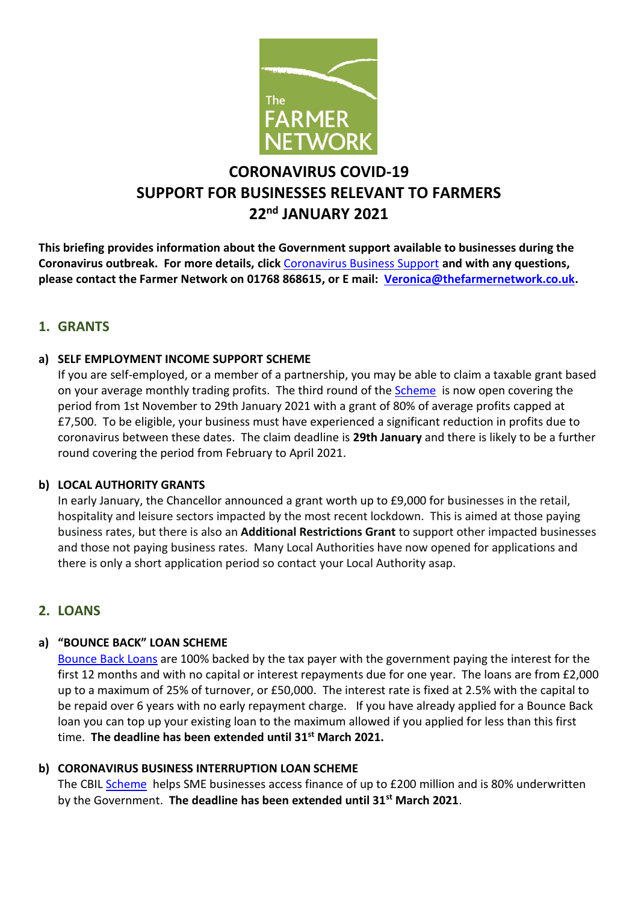# CORONAVIRUS COVID-19
# SUPPORT FOR BUSINESSES RELEVANT TO FARMERS
# 22nd JANUARY 2021

**This briefing provides information about the Government support available to businesses during the Coronavirus outbreak. For more details, click** Coronavirus Business Support **and with any questions, please contact the Farmer Network on 01768 868615, or E mail: Veronica@thefarmernetwork.co.uk.**

## 1. GRANTS

### a) SELF EMPLOYMENT INCOME SUPPORT SCHEME

If you are self-employed, or a member of a partnership, you may be able to claim a taxable grant based on your average monthly trading profits. The third round of the Scheme is now open covering the period from 1st November to 29th January 2021 with a grant of 80% of average profits capped at £7,500. To be eligible, your business must have experienced a significant reduction in profits due to coronavirus between these dates. The claim deadline is **29th January** and there is likely to be a further round covering the period from February to April 2021.

### b) LOCAL AUTHORITY GRANTS

In early January, the Chancellor announced a grant worth up to £9,000 for businesses in the retail, hospitality and leisure sectors impacted by the most recent lockdown. This is aimed at those paying business rates, but there is also an **Additional Restrictions Grant** to support other impacted businesses and those not paying business rates. Many Local Authorities have now opened for applications and there is only a short application period so contact your Local Authority asap.

## 2. LOANS

### a) "BOUNCE BACK" LOAN SCHEME

Bounce Back Loans are 100% backed by the tax payer with the government paying the interest for the first 12 months and with no capital or interest repayments due for one year. The loans are from £2,000 up to a maximum of 25% of turnover, or £50,000. The interest rate is fixed at 2.5% with the capital to be repaid over 6 years with no early repayment charge. If you have already applied for a Bounce Back loan you can top up your existing loan to the maximum allowed if you applied for less than this first time. **The deadline has been extended until 31st March 2021.**

### b) CORONAVIRUS BUSINESS INTERRUPTION LOAN SCHEME

The CBIL Scheme helps SME businesses access finance of up to £200 million and is 80% underwritten by the Government. **The deadline has been extended until 31st March 2021**.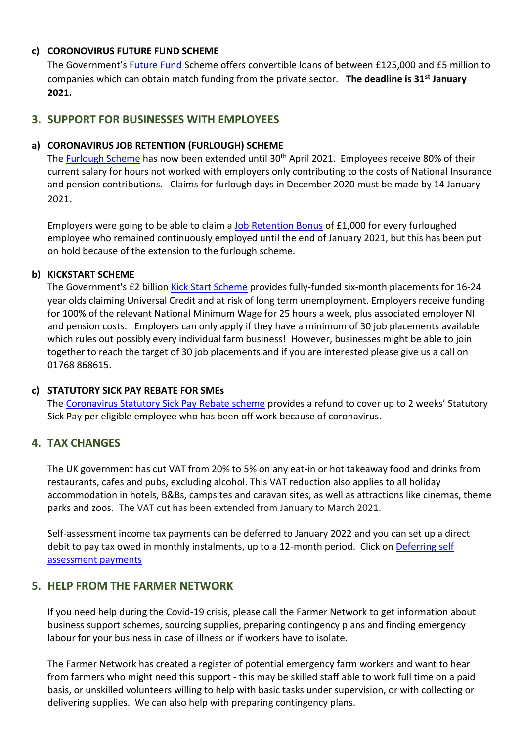### c) CORONOVIRUS FUTURE FUND SCHEME

The Government's Future Fund Scheme offers convertible loans of between £125,000 and £5 million to companies which can obtain match funding from the private sector. **The deadline is 31st January 2021.**

## 3. SUPPORT FOR BUSINESSES WITH EMPLOYEES

### a) CORONAVIRUS JOB RETENTION (FURLOUGH) SCHEME

The Furlough Scheme has now been extended until 30th April 2021. Employees receive 80% of their current salary for hours not worked with employers only contributing to the costs of National Insurance and pension contributions. Claims for furlough days in December 2020 must be made by 14 January 2021.

Employers were going to be able to claim a Job Retention Bonus of £1,000 for every furloughed employee who remained continuously employed until the end of January 2021, but this has been put on hold because of the extension to the furlough scheme.

### b) KICKSTART SCHEME

The Government's £2 billion Kick Start Scheme provides fully-funded six-month placements for 16-24 year olds claiming Universal Credit and at risk of long term unemployment. Employers receive funding for 100% of the relevant National Minimum Wage for 25 hours a week, plus associated employer NI and pension costs. Employers can only apply if they have a minimum of 30 job placements available which rules out possibly every individual farm business! However, businesses might be able to join together to reach the target of 30 job placements and if you are interested please give us a call on 01768 868615.

### c) STATUTORY SICK PAY REBATE FOR SMEs

The Coronavirus Statutory Sick Pay Rebate scheme provides a refund to cover up to 2 weeks' Statutory Sick Pay per eligible employee who has been off work because of coronavirus.

## 4. TAX CHANGES

The UK government has cut VAT from 20% to 5% on any eat-in or hot takeaway food and drinks from restaurants, cafes and pubs, excluding alcohol. This VAT reduction also applies to all holiday accommodation in hotels, B&Bs, campsites and caravan sites, as well as attractions like cinemas, theme parks and zoos. The VAT cut has been extended from January to March 2021.

Self-assessment income tax payments can be deferred to January 2022 and you can set up a direct debit to pay tax owed in monthly instalments, up to a 12-month period. Click on Deferring self assessment payments

## 5. HELP FROM THE FARMER NETWORK

If you need help during the Covid-19 crisis, please call the Farmer Network to get information about business support schemes, sourcing supplies, preparing contingency plans and finding emergency labour for your business in case of illness or if workers have to isolate.

The Farmer Network has created a register of potential emergency farm workers and want to hear from farmers who might need this support - this may be skilled staff able to work full time on a paid basis, or unskilled volunteers willing to help with basic tasks under supervision, or with collecting or delivering supplies. We can also help with preparing contingency plans.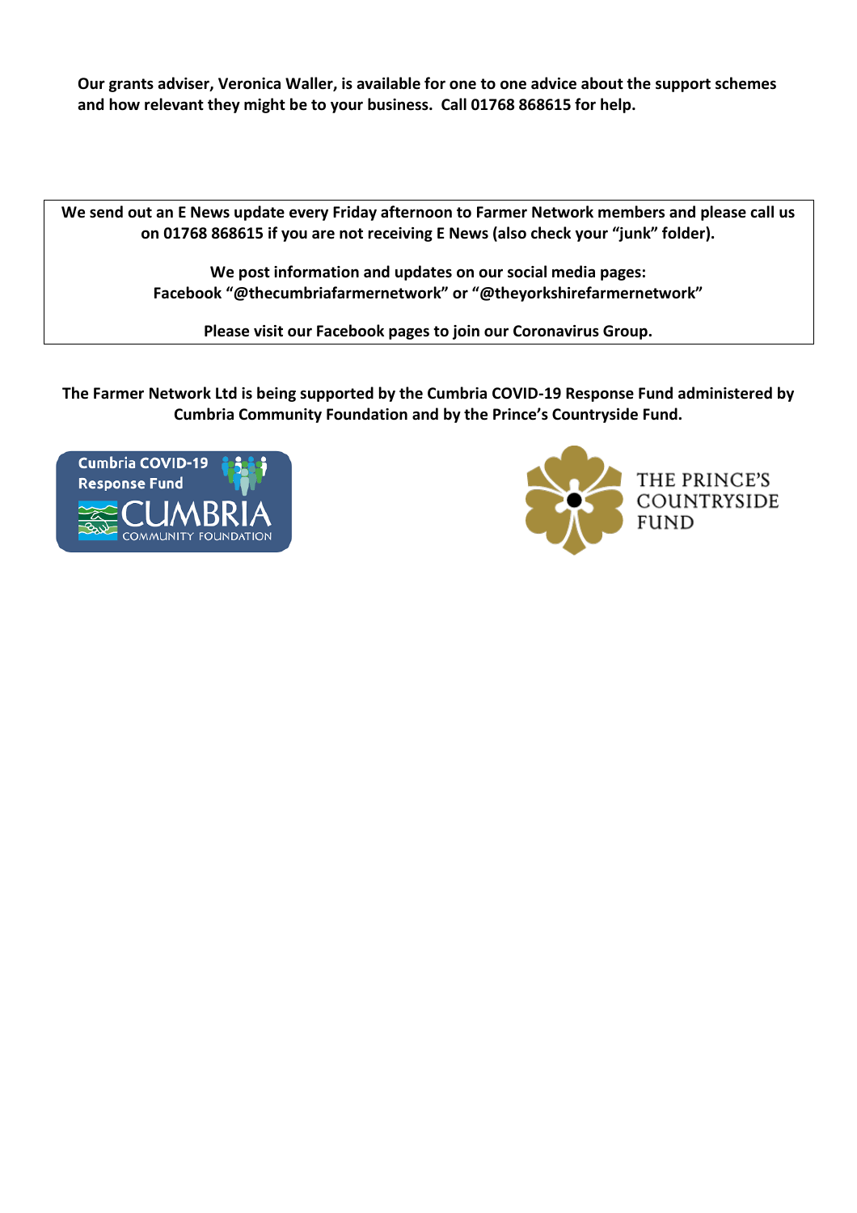**Our grants adviser, Veronica Waller, is available for one to one advice about the support schemes and how relevant they might be to your business. Call 01768 868615 for help.**

**We send out an E News update every Friday afternoon to Farmer Network members and please call us on 01768 868615 if you are not receiving E News (also check your "junk" folder).**

**We post information and updates on our social media pages:**
**Facebook "@thecumbriafarmernetwork" or "@theyorkshirefarmernetwork"**

**Please visit our Facebook pages to join our Coronavirus Group.**

**The Farmer Network Ltd is being supported by the Cumbria COVID-19 Response Fund administered by Cumbria Community Foundation and by the Prince's Countryside Fund.**

Cumbria COVID-19 Response Fund
CUMBRIA COMMUNITY FOUNDATION

THE PRINCE'S COUNTRYSIDE FUND